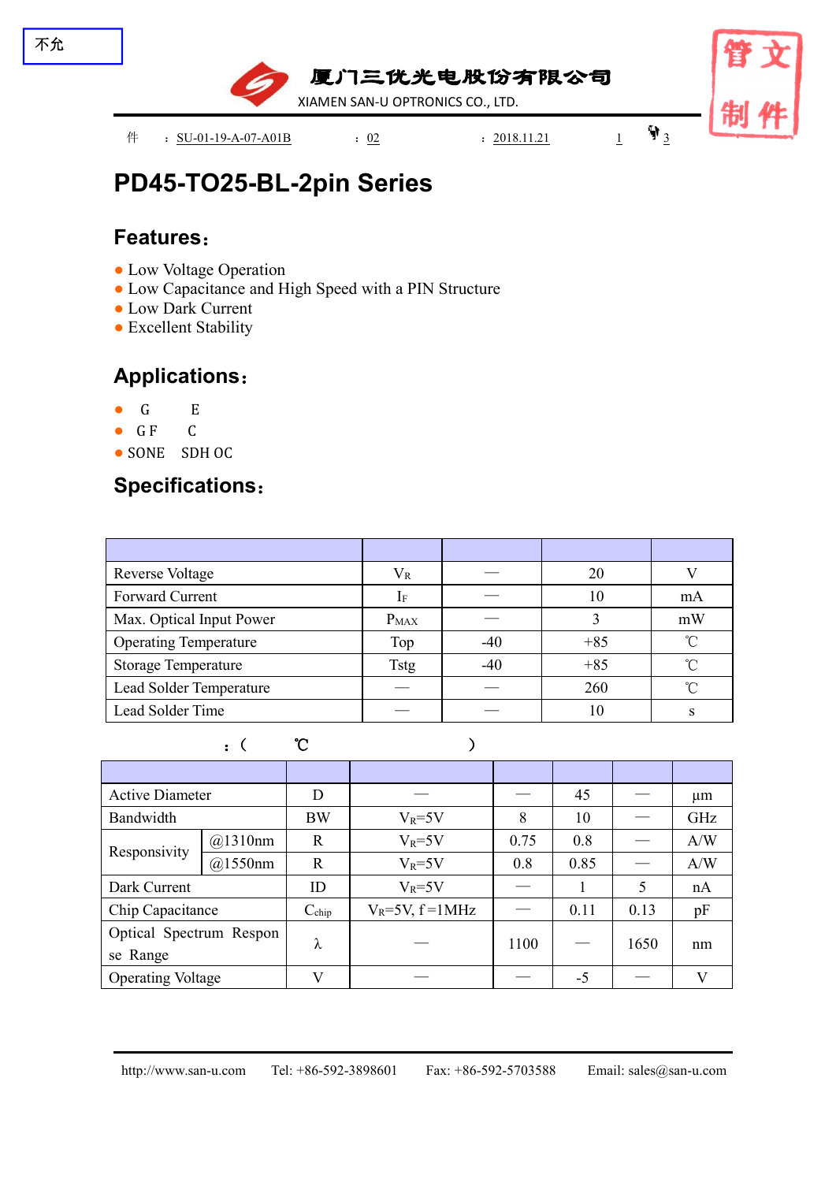不允

厦门三优光电股份有限公司

XIAMEN SAN-U OPTRONICS CO., LTD.

件 ： SU-01-19-A-07-A01B ： 02 ： 2018.11.21 1 3

管文
制件

# PD45-TO25-BL-2pin Series

## Features：

- Low Voltage Operation
- Low Capacitance and High Speed with a PIN Structure
- Low Dark Current
- Excellent Stability

## Applications：

- G E
- G F C
- SONE SDH OC

## Specifications：

| | | | | |
|---|---|---|---|---|
| Reverse Voltage | $V_R$ | — | 20 | V |
| Forward Current | $I_F$ | — | 10 | mA |
| Max. Optical Input Power | $P_{MAX}$ | — | 3 | mW |
| Operating Temperature | Top | -40 | +85 | ℃ |
| Storage Temperature | Tstg | -40 | +85 | ℃ |
| Lead Solder Temperature | — | — | 260 | ℃ |
| Lead Solder Time | — | — | 10 | s |

：（ ℃ ）

| | | | | | | | |
|---|---|---|---|---|---|---|---|
| Active Diameter | | D | — | — | 45 | — | μm |
| Bandwidth | | BW | $V_R$=5V | 8 | 10 | — | GHz |
| Responsivity | @1310nm | R | $V_R$=5V | 0.75 | 0.8 | — | A/W |
| | @1550nm | R | $V_R$=5V | 0.8 | 0.85 | — | A/W |
| Dark Current | | ID | $V_R$=5V | — | 1 | 5 | nA |
| Chip Capacitance | | $C_{chip}$ | $V_R$=5V, f =1MHz | — | 0.11 | 0.13 | pF |
| Optical Spectrum Response Range | | λ | — | 1100 | — | 1650 | nm |
| Operating Voltage | | V | — | — | -5 | — | V |

http://www.san-u.com Tel: +86-592-3898601 Fax: +86-592-5703588 Email: sales@san-u.com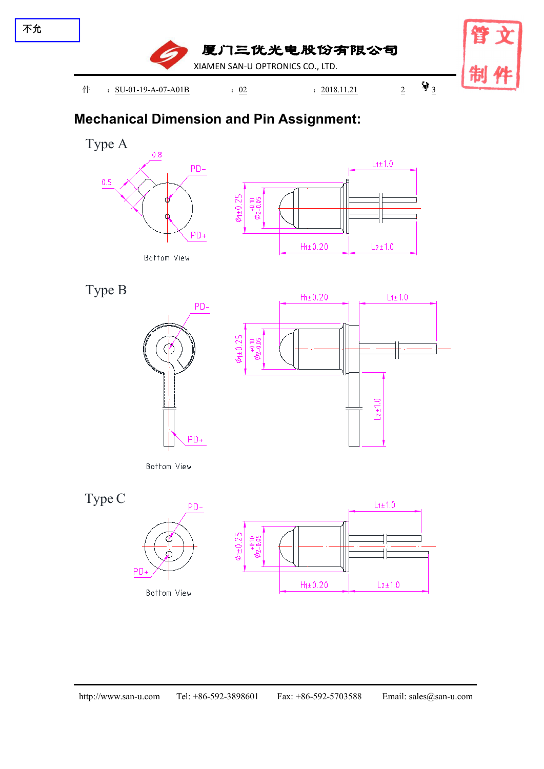# Mechanical Dimension and Pin Assignment:

## Type A

0.8

0.5

PD−

PD+

Bottom View

L1±1.0

Φ1±0.25

Φ2 +0.10 −0.05

H1±0.20

L2±1.0

## Type B

PD−

PD+

Bottom View

H1±0.20

L1±1.0

Φ1±0.25

Φ2 +0.10 −0.05

L2±1.0

## Type C

PD−

PD+

Bottom View

L1±1.0

Φ1±0.25

Φ2 +0.10 −0.05

H1±0.20

L2±1.0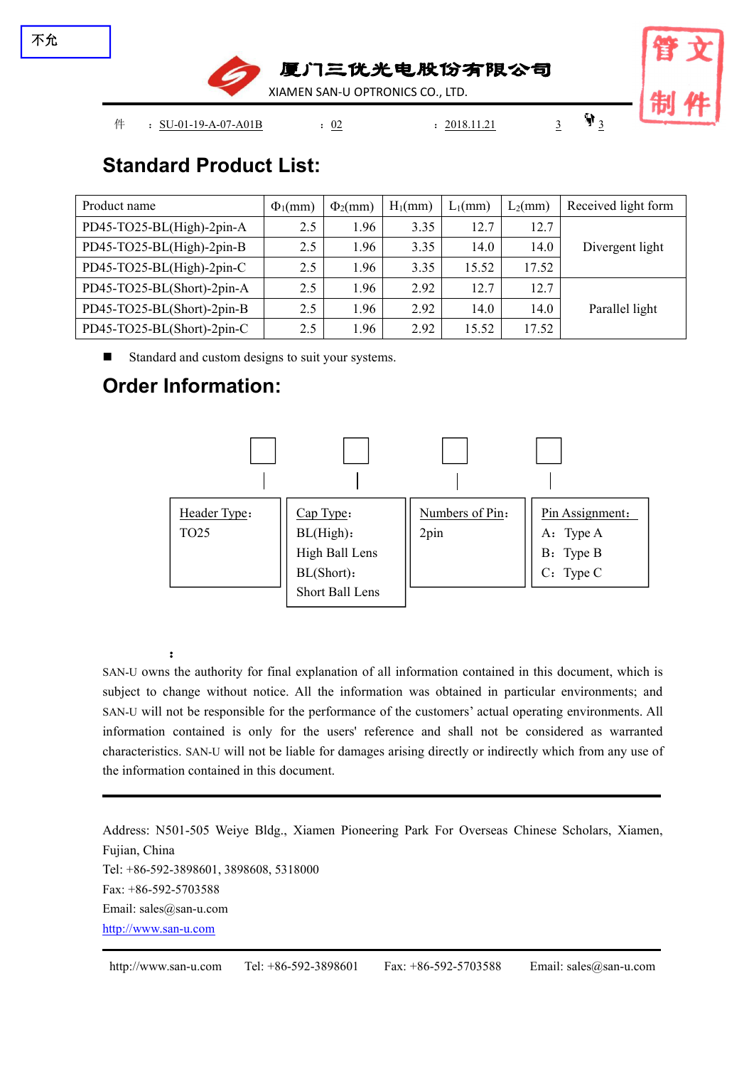不允

厦门三优光电股份有限公司

XIAMEN SAN-U OPTRONICS CO., LTD.

件 ：SU-01-19-A-07-A01B ：02 ：2018.11.21

管文制件

## Standard Product List:

| Product name | $\Phi_1$(mm) | $\Phi_2$(mm) | $H_1$(mm) | $L_1$(mm) | $L_2$(mm) | Received light form |
|---|---|---|---|---|---|---|
| PD45-TO25-BL(High)-2pin-A | 2.5 | 1.96 | 3.35 | 12.7 | 12.7 | Divergent light |
| PD45-TO25-BL(High)-2pin-B | 2.5 | 1.96 | 3.35 | 14.0 | 14.0 | |
| PD45-TO25-BL(High)-2pin-C | 2.5 | 1.96 | 3.35 | 15.52 | 17.52 | |
| PD45-TO25-BL(Short)-2pin-A | 2.5 | 1.96 | 2.92 | 12.7 | 12.7 | Parallel light |
| PD45-TO25-BL(Short)-2pin-B | 2.5 | 1.96 | 2.92 | 14.0 | 14.0 | |
| PD45-TO25-BL(Short)-2pin-C | 2.5 | 1.96 | 2.92 | 15.52 | 17.52 | |

- Standard and custom designs to suit your systems.

## Order Information:

Header Type：
TO25

Cap Type：
BL(High)：
High Ball Lens
BL(Short)：
Short Ball Lens

Numbers of Pin：
2pin

Pin Assignment：
A：Type A
B：Type B
C：Type C

：

SAN-U owns the authority for final explanation of all information contained in this document, which is subject to change without notice. All the information was obtained in particular environments; and SAN-U will not be responsible for the performance of the customers' actual operating environments. All information contained is only for the users' reference and shall not be considered as warranted characteristics. SAN-U will not be liable for damages arising directly or indirectly which from any use of the information contained in this document.

Address: N501-505 Weiye Bldg., Xiamen Pioneering Park For Overseas Chinese Scholars, Xiamen, Fujian, China

Tel: +86-592-3898601, 3898608, 5318000

Fax: +86-592-5703588

Email: sales@san-u.com

http://www.san-u.com